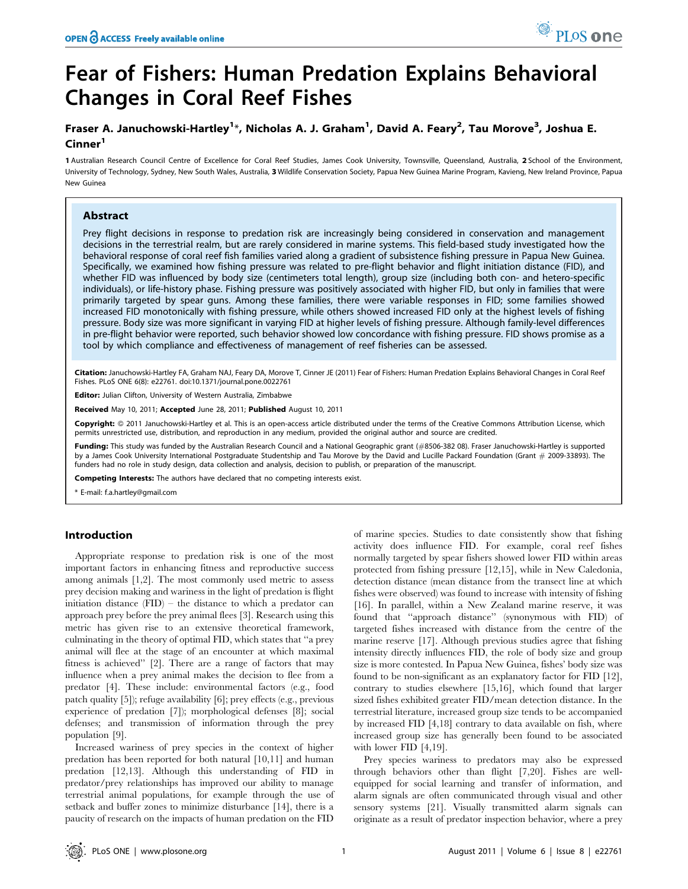# Fear of Fishers: Human Predation Explains Behavioral Changes in Coral Reef Fishes

**Fraser A. Januchowski-Hartley[1]*, Nicholas A. J. Graham[1], David A. Feary[2], Tau Morove[3], Joshua E. Cinner[1]**

1 Australian Research Council Centre of Excellence for Coral Reef Studies, James Cook University, Townsville, Queensland, Australia, 2 School of the Environment, University of Technology, Sydney, New South Wales, Australia, 3 Wildlife Conservation Society, Papua New Guinea Marine Program, Kavieng, New Ireland Province, Papua New Guinea

## Abstract

Prey flight decisions in response to predation risk are increasingly being considered in conservation and management decisions in the terrestrial realm, but are rarely considered in marine systems. This field-based study investigated how the behavioral response of coral reef fish families varied along a gradient of subsistence fishing pressure in Papua New Guinea. Specifically, we examined how fishing pressure was related to pre-flight behavior and flight initiation distance (FID), and whether FID was influenced by body size (centimeters total length), group size (including both con- and hetero-specific individuals), or life-history phase. Fishing pressure was positively associated with higher FID, but only in families that were primarily targeted by spear guns. Among these families, there were variable responses in FID; some families showed increased FID monotonically with fishing pressure, while others showed increased FID only at the highest levels of fishing pressure. Body size was more significant in varying FID at higher levels of fishing pressure. Although family-level differences in pre-flight behavior were reported, such behavior showed low concordance with fishing pressure. FID shows promise as a tool by which compliance and effectiveness of management of reef fisheries can be assessed.

**Citation:** Januchowski-Hartley FA, Graham NAJ, Feary DA, Morove T, Cinner JE (2011) Fear of Fishers: Human Predation Explains Behavioral Changes in Coral Reef Fishes. PLoS ONE 6(8): e22761. doi:10.1371/journal.pone.0022761

**Editor:** Julian Clifton, University of Western Australia, Zimbabwe

**Received** May 10, 2011; **Accepted** June 28, 2011; **Published** August 10, 2011

**Copyright:** © 2011 Januchowski-Hartley et al. This is an open-access article distributed under the terms of the Creative Commons Attribution License, which permits unrestricted use, distribution, and reproduction in any medium, provided the original author and source are credited.

**Funding:** This study was funded by the Australian Research Council and a National Geographic grant (#8506-382 08). Fraser Januchowski-Hartley is supported by a James Cook University International Postgraduate Studentship and Tau Morove by the David and Lucille Packard Foundation (Grant # 2009-33893). The funders had no role in study design, data collection and analysis, decision to publish, or preparation of the manuscript.

**Competing Interests:** The authors have declared that no competing interests exist.

* E-mail: f.a.hartley@gmail.com

## Introduction

Appropriate response to predation risk is one of the most important factors in enhancing fitness and reproductive success among animals [1,2]. The most commonly used metric to assess prey decision making and wariness in the light of predation is flight initiation distance (FID) – the distance to which a predator can approach prey before the prey animal flees [3]. Research using this metric has given rise to an extensive theoretical framework, culminating in the theory of optimal FID, which states that "a prey animal will flee at the stage of an encounter at which maximal fitness is achieved" [2]. There are a range of factors that may influence when a prey animal makes the decision to flee from a predator [4]. These include: environmental factors (e.g., food patch quality [5]); refuge availability [6]; prey effects (e.g., previous experience of predation [7]); morphological defenses [8]; social defenses; and transmission of information through the prey population [9].

Increased wariness of prey species in the context of higher predation has been reported for both natural [10,11] and human predation [12,13]. Although this understanding of FID in predator/prey relationships has improved our ability to manage terrestrial animal populations, for example through the use of setback and buffer zones to minimize disturbance [14], there is a paucity of research on the impacts of human predation on the FID of marine species. Studies to date consistently show that fishing activity does influence FID. For example, coral reef fishes normally targeted by spear fishers showed lower FID within areas protected from fishing pressure [12,15], while in New Caledonia, detection distance (mean distance from the transect line at which fishes were observed) was found to increase with intensity of fishing [16]. In parallel, within a New Zealand marine reserve, it was found that "approach distance" (synonymous with FID) of targeted fishes increased with distance from the centre of the marine reserve [17]. Although previous studies agree that fishing intensity directly influences FID, the role of body size and group size is more contested. In Papua New Guinea, fishes' body size was found to be non-significant as an explanatory factor for FID [12], contrary to studies elsewhere [15,16], which found that larger sized fishes exhibited greater FID/mean detection distance. In the terrestrial literature, increased group size tends to be accompanied by increased FID [4,18] contrary to data available on fish, where increased group size has generally been found to be associated with lower FID [4,19].

Prey species wariness to predators may also be expressed through behaviors other than flight [7,20]. Fishes are well-equipped for social learning and transfer of information, and alarm signals are often communicated through visual and other sensory systems [21]. Visually transmitted alarm signals can originate as a result of predator inspection behavior, where a prey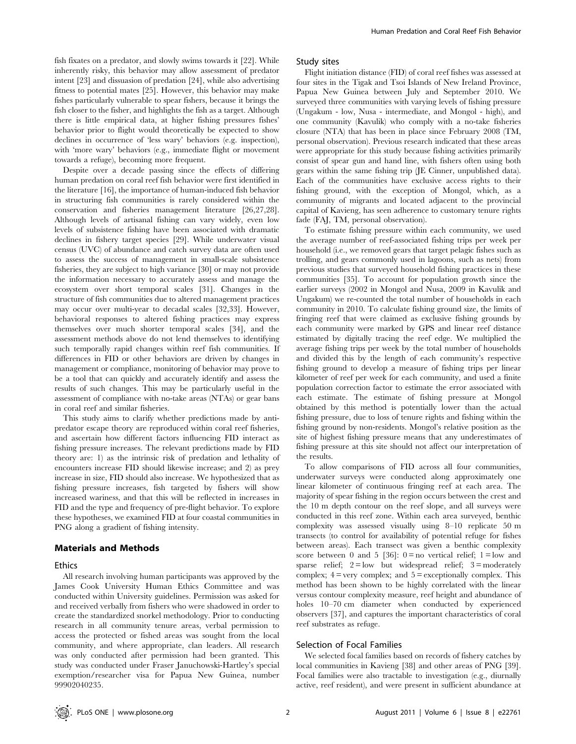fish fixates on a predator, and slowly swims towards it [22]. While inherently risky, this behavior may allow assessment of predator intent [23] and dissuasion of predation [24], while also advertising fitness to potential mates [25]. However, this behavior may make fishes particularly vulnerable to spear fishers, because it brings the fish closer to the fisher, and highlights the fish as a target. Although there is little empirical data, at higher fishing pressures fishes' behavior prior to flight would theoretically be expected to show declines in occurrence of 'less wary' behaviors (e.g. inspection), with 'more wary' behaviors (e.g., immediate flight or movement towards a refuge), becoming more frequent.

Despite over a decade passing since the effects of differing human predation on coral reef fish behavior were first identified in the literature [16], the importance of human-induced fish behavior in structuring fish communities is rarely considered within the conservation and fisheries management literature [26,27,28]. Although levels of artisanal fishing can vary widely, even low levels of subsistence fishing have been associated with dramatic declines in fishery target species [29]. While underwater visual census (UVC) of abundance and catch survey data are often used to assess the success of management in small-scale subsistence fisheries, they are subject to high variance [30] or may not provide the information necessary to accurately assess and manage the ecosystem over short temporal scales [31]. Changes in the structure of fish communities due to altered management practices may occur over multi-year to decadal scales [32,33]. However, behavioral responses to altered fishing practices may express themselves over much shorter temporal scales [34], and the assessment methods above do not lend themselves to identifying such temporally rapid changes within reef fish communities. If differences in FID or other behaviors are driven by changes in management or compliance, monitoring of behavior may prove to be a tool that can quickly and accurately identify and assess the results of such changes. This may be particularly useful in the assessment of compliance with no-take areas (NTAs) or gear bans in coral reef and similar fisheries.

This study aims to clarify whether predictions made by anti-predator escape theory are reproduced within coral reef fisheries, and ascertain how different factors influencing FID interact as fishing pressure increases. The relevant predictions made by FID theory are: 1) as the intrinsic risk of predation and lethality of encounters increase FID should likewise increase; and 2) as prey increase in size, FID should also increase. We hypothesized that as fishing pressure increases, fish targeted by fishers will show increased wariness, and that this will be reflected in increases in FID and the type and frequency of pre-flight behavior. To explore these hypotheses, we examined FID at four coastal communities in PNG along a gradient of fishing intensity.

## Materials and Methods

### Ethics

All research involving human participants was approved by the James Cook University Human Ethics Committee and was conducted within University guidelines. Permission was asked for and received verbally from fishers who were shadowed in order to create the standardized snorkel methodology. Prior to conducting research in all community tenure areas, verbal permission to access the protected or fished areas was sought from the local community, and where appropriate, clan leaders. All research was only conducted after permission had been granted. This study was conducted under Fraser Januchowski-Hartley's special exemption/researcher visa for Papua New Guinea, number 99902040235.

### Study sites

Flight initiation distance (FID) of coral reef fishes was assessed at four sites in the Tigak and Tsoi Islands of New Ireland Province, Papua New Guinea between July and September 2010. We surveyed three communities with varying levels of fishing pressure (Ungakum - low, Nusa - intermediate, and Mongol - high), and one community (Kavulik) who comply with a no-take fisheries closure (NTA) that has been in place since February 2008 (TM, personal observation). Previous research indicated that these areas were appropriate for this study because fishing activities primarily consist of spear gun and hand line, with fishers often using both gears within the same fishing trip (JE Cinner, unpublished data). Each of the communities have exclusive access rights to their fishing ground, with the exception of Mongol, which, as a community of migrants and located adjacent to the provincial capital of Kavieng, has seen adherence to customary tenure rights fade (FAJ, TM, personal observation).

To estimate fishing pressure within each community, we used the average number of reef-associated fishing trips per week per household (i.e., we removed gears that target pelagic fishes such as trolling, and gears commonly used in lagoons, such as nets) from previous studies that surveyed household fishing practices in these communities [35]. To account for population growth since the earlier surveys (2002 in Mongol and Nusa, 2009 in Kavulik and Ungakum) we re-counted the total number of households in each community in 2010. To calculate fishing ground size, the limits of fringing reef that were claimed as exclusive fishing grounds by each community were marked by GPS and linear reef distance estimated by digitally tracing the reef edge. We multiplied the average fishing trips per week by the total number of households and divided this by the length of each community's respective fishing ground to develop a measure of fishing trips per linear kilometer of reef per week for each community, and used a finite population correction factor to estimate the error associated with each estimate. The estimate of fishing pressure at Mongol obtained by this method is potentially lower than the actual fishing pressure, due to loss of tenure rights and fishing within the fishing ground by non-residents. Mongol's relative position as the site of highest fishing pressure means that any underestimates of fishing pressure at this site should not affect our interpretation of the results.

To allow comparisons of FID across all four communities, underwater surveys were conducted along approximately one linear kilometer of continuous fringing reef at each area. The majority of spear fishing in the region occurs between the crest and the 10 m depth contour on the reef slope, and all surveys were conducted in this reef zone. Within each area surveyed, benthic complexity was assessed visually using 8–10 replicate 50 m transects (to control for availability of potential refuge for fishes between areas). Each transect was given a benthic complexity score between 0 and 5 [36]: 0 = no vertical relief; 1 = low and sparse relief; 2 = low but widespread relief; 3 = moderately complex; 4 = very complex; and 5 = exceptionally complex. This method has been shown to be highly correlated with the linear versus contour complexity measure, reef height and abundance of holes 10–70 cm diameter when conducted by experienced observers [37], and captures the important characteristics of coral reef substrates as refuge.

### Selection of Focal Families

We selected focal families based on records of fishery catches by local communities in Kavieng [38] and other areas of PNG [39]. Focal families were also tractable to investigation (e.g., diurnally active, reef resident), and were present in sufficient abundance at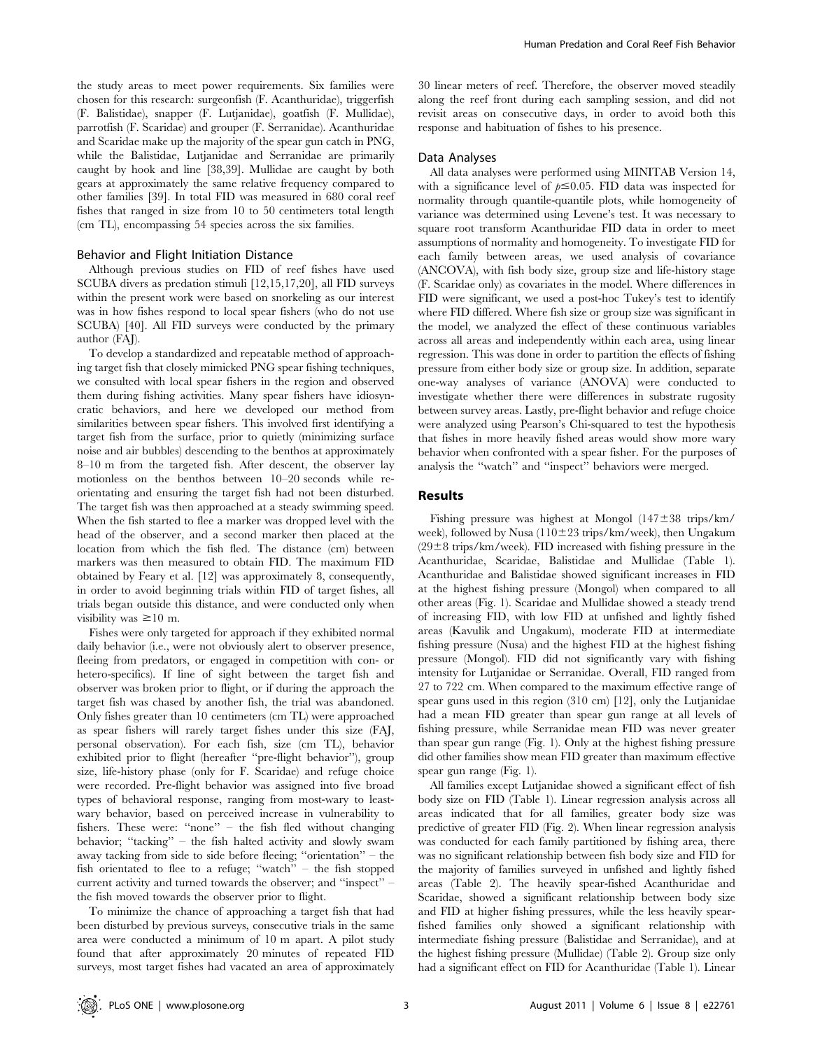the study areas to meet power requirements. Six families were chosen for this research: surgeonfish (F. Acanthuridae), triggerfish (F. Balistidae), snapper (F. Lutjanidae), goatfish (F. Mullidae), parrotfish (F. Scaridae) and grouper (F. Serranidae). Acanthuridae and Scaridae make up the majority of the spear gun catch in PNG, while the Balistidae, Lutjanidae and Serranidae are primarily caught by hook and line [38,39]. Mullidae are caught by both gears at approximately the same relative frequency compared to other families [39]. In total FID was measured in 680 coral reef fishes that ranged in size from 10 to 50 centimeters total length (cm TL), encompassing 54 species across the six families.

### Behavior and Flight Initiation Distance

Although previous studies on FID of reef fishes have used SCUBA divers as predation stimuli [12,15,17,20], all FID surveys within the present work were based on snorkeling as our interest was in how fishes respond to local spear fishers (who do not use SCUBA) [40]. All FID surveys were conducted by the primary author (FAJ).

To develop a standardized and repeatable method of approaching target fish that closely mimicked PNG spear fishing techniques, we consulted with local spear fishers in the region and observed them during fishing activities. Many spear fishers have idiosyncratic behaviors, and here we developed our method from similarities between spear fishers. This involved first identifying a target fish from the surface, prior to quietly (minimizing surface noise and air bubbles) descending to the benthos at approximately 8–10 m from the targeted fish. After descent, the observer lay motionless on the benthos between 10–20 seconds while re-orientating and ensuring the target fish had not been disturbed. The target fish was then approached at a steady swimming speed. When the fish started to flee a marker was dropped level with the head of the observer, and a second marker then placed at the location from which the fish fled. The distance (cm) between markers was then measured to obtain FID. The maximum FID obtained by Feary et al. [12] was approximately 8, consequently, in order to avoid beginning trials within FID of target fishes, all trials began outside this distance, and were conducted only when visibility was $\geq$10 m.

Fishes were only targeted for approach if they exhibited normal daily behavior (i.e., were not obviously alert to observer presence, fleeing from predators, or engaged in competition with con- or hetero-specifics). If line of sight between the target fish and observer was broken prior to flight, or if during the approach the target fish was chased by another fish, the trial was abandoned. Only fishes greater than 10 centimeters (cm TL) were approached as spear fishers will rarely target fishes under this size (FAJ, personal observation). For each fish, size (cm TL), behavior exhibited prior to flight (hereafter "pre-flight behavior"), group size, life-history phase (only for F. Scaridae) and refuge choice were recorded. Pre-flight behavior was assigned into five broad types of behavioral response, ranging from most-wary to least-wary behavior, based on perceived increase in vulnerability to fishers. These were: "none" – the fish fled without changing behavior; "tacking" – the fish halted activity and slowly swam away tacking from side to side before fleeing; "orientation" – the fish orientated to flee to a refuge; "watch" – the fish stopped current activity and turned towards the observer; and "inspect" – the fish moved towards the observer prior to flight.

To minimize the chance of approaching a target fish that had been disturbed by previous surveys, consecutive trials in the same area were conducted a minimum of 10 m apart. A pilot study found that after approximately 20 minutes of repeated FID surveys, most target fishes had vacated an area of approximately 30 linear meters of reef. Therefore, the observer moved steadily along the reef front during each sampling session, and did not revisit areas on consecutive days, in order to avoid both this response and habituation of fishes to his presence.

### Data Analyses

All data analyses were performed using MINITAB Version 14, with a significance level of $p \leq 0.05$. FID data was inspected for normality through quantile-quantile plots, while homogeneity of variance was determined using Levene's test. It was necessary to square root transform Acanthuridae FID data in order to meet assumptions of normality and homogeneity. To investigate FID for each family between areas, we used analysis of covariance (ANCOVA), with fish body size, group size and life-history stage (F. Scaridae only) as covariates in the model. Where differences in FID were significant, we used a post-hoc Tukey's test to identify where FID differed. Where fish size or group size was significant in the model, we analyzed the effect of these continuous variables across all areas and independently within each area, using linear regression. This was done in order to partition the effects of fishing pressure from either body size or group size. In addition, separate one-way analyses of variance (ANOVA) were conducted to investigate whether there were differences in substrate rugosity between survey areas. Lastly, pre-flight behavior and refuge choice were analyzed using Pearson's Chi-squared to test the hypothesis that fishes in more heavily fished areas would show more wary behavior when confronted with a spear fisher. For the purposes of analysis the "watch" and "inspect" behaviors were merged.

## Results

Fishing pressure was highest at Mongol (147±38 trips/km/week), followed by Nusa (110±23 trips/km/week), then Ungakum (29±8 trips/km/week). FID increased with fishing pressure in the Acanthuridae, Scaridae, Balistidae and Mullidae (Table 1). Acanthuridae and Balistidae showed significant increases in FID at the highest fishing pressure (Mongol) when compared to all other areas (Fig. 1). Scaridae and Mullidae showed a steady trend of increasing FID, with low FID at unfished and lightly fished areas (Kavulik and Ungakum), moderate FID at intermediate fishing pressure (Nusa) and the highest FID at the highest fishing pressure (Mongol). FID did not significantly vary with fishing intensity for Lutjanidae or Serranidae. Overall, FID ranged from 27 to 722 cm. When compared to the maximum effective range of spear guns used in this region (310 cm) [12], only the Lutjanidae had a mean FID greater than spear gun range at all levels of fishing pressure, while Serranidae mean FID was never greater than spear gun range (Fig. 1). Only at the highest fishing pressure did other families show mean FID greater than maximum effective spear gun range (Fig. 1).

All families except Lutjanidae showed a significant effect of fish body size on FID (Table 1). Linear regression analysis across all areas indicated that for all families, greater body size was predictive of greater FID (Fig. 2). When linear regression analysis was conducted for each family partitioned by fishing area, there was no significant relationship between fish body size and FID for the majority of families surveyed in unfished and lightly fished areas (Table 2). The heavily spear-fished Acanthuridae and Scaridae, showed a significant relationship between body size and FID at higher fishing pressures, while the less heavily spear-fished families only showed a significant relationship with intermediate fishing pressure (Balistidae and Serranidae), and at the highest fishing pressure (Mullidae) (Table 2). Group size only had a significant effect on FID for Acanthuridae (Table 1). Linear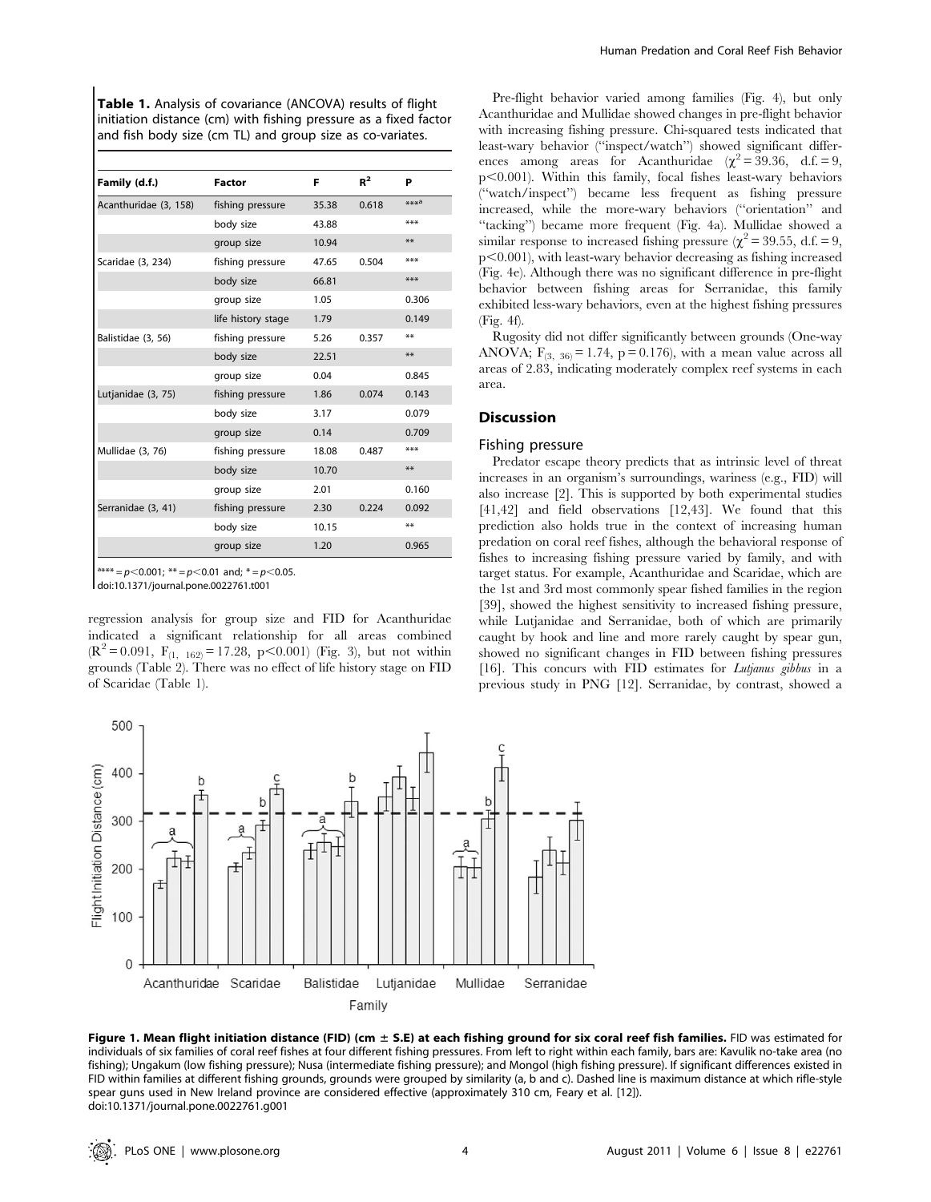**Table 1.** Analysis of covariance (ANCOVA) results of flight initiation distance (cm) with fishing pressure as a fixed factor and fish body size (cm TL) and group size as co-variates.

| Family (d.f.) | Factor | F | $R^2$ | P |
|---|---|---|---|---|
| Acanthuridae (3, 158) | fishing pressure | 35.38 | 0.618 | ***[a] |
| | body size | 43.88 | | *** |
| | group size | 10.94 | | ** |
| Scaridae (3, 234) | fishing pressure | 47.65 | 0.504 | *** |
| | body size | 66.81 | | *** |
| | group size | 1.05 | | 0.306 |
| | life history stage | 1.79 | | 0.149 |
| Balistidae (3, 56) | fishing pressure | 5.26 | 0.357 | ** |
| | body size | 22.51 | | ** |
| | group size | 0.04 | | 0.845 |
| Lutjanidae (3, 75) | fishing pressure | 1.86 | 0.074 | 0.143 |
| | body size | 3.17 | | 0.079 |
| | group size | 0.14 | | 0.709 |
| Mullidae (3, 76) | fishing pressure | 18.08 | 0.487 | *** |
| | body size | 10.70 | | ** |
| | group size | 2.01 | | 0.160 |
| Serranidae (3, 41) | fishing pressure | 2.30 | 0.224 | 0.092 |
| | body size | 10.15 | | ** |
| | group size | 1.20 | | 0.965 |

[a]*** = $p<0.001$; ** = $p<0.01$ and; * = $p<0.05$.
doi:10.1371/journal.pone.0022761.t001

regression analysis for group size and FID for Acanthuridae indicated a significant relationship for all areas combined ($R^2 = 0.091$, $F_{(1, 162)} = 17.28$, $p<0.001$) (Fig. 3), but not within grounds (Table 2). There was no effect of life history stage on FID of Scaridae (Table 1).

Pre-flight behavior varied among families (Fig. 4), but only Acanthuridae and Mullidae showed changes in pre-flight behavior with increasing fishing pressure. Chi-squared tests indicated that least-wary behavior ("inspect/watch") showed significant differences among areas for Acanthuridae ($\chi^2 = 39.36$, d.f. = 9, $p<0.001$). Within this family, focal fishes least-wary behaviors ("watch/inspect") became less frequent as fishing pressure increased, while the more-wary behaviors ("orientation" and "tacking") became more frequent (Fig. 4a). Mullidae showed a similar response to increased fishing pressure ($\chi^2 = 39.55$, d.f. = 9, $p<0.001$), with least-wary behavior decreasing as fishing increased (Fig. 4e). Although there was no significant difference in pre-flight behavior between fishing areas for Serranidae, this family exhibited less-wary behaviors, even at the highest fishing pressures (Fig. 4f).

Rugosity did not differ significantly between grounds (One-way ANOVA; $F_{(3, 36)} = 1.74$, $p = 0.176$), with a mean value across all areas of 2.83, indicating moderately complex reef systems in each area.

## Discussion

### Fishing pressure

Predator escape theory predicts that as intrinsic level of threat increases in an organism's surroundings, wariness (e.g., FID) will also increase [2]. This is supported by both experimental studies [41,42] and field observations [12,43]. We found that this prediction also holds true in the context of increasing human predation on coral reef fishes, although the behavioral response of fishes to increasing fishing pressure varied by family, and with target status. For example, Acanthuridae and Scaridae, which are the 1st and 3rd most commonly spear fished families in the region [39], showed the highest sensitivity to increased fishing pressure, while Lutjanidae and Serranidae, both of which are primarily caught by hook and line and more rarely caught by spear gun, showed no significant changes in FID between fishing pressures [16]. This concurs with FID estimates for *Lutjanus gibbus* in a previous study in PNG [12]. Serranidae, by contrast, showed a

**Figure 1. Mean flight initiation distance (FID) (cm ± S.E) at each fishing ground for six coral reef fish families.** FID was estimated for individuals of six families of coral reef fishes at four different fishing pressures. From left to right within each family, bars are: Kavulik no-take area (no fishing); Ungakum (low fishing pressure); Nusa (intermediate fishing pressure); and Mongol (high fishing pressure). If significant differences existed in FID within families at different fishing grounds, grounds were grouped by similarity (a, b and c). Dashed line is maximum distance at which rifle-style spear guns used in New Ireland province are considered effective (approximately 310 cm, Feary et al. [12]).
doi:10.1371/journal.pone.0022761.g001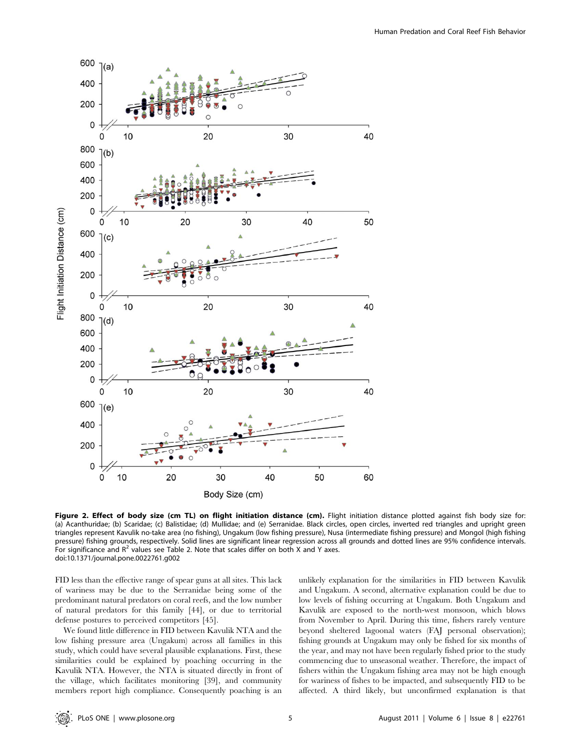**Figure 2. Effect of body size (cm TL) on flight initiation distance (cm).** Flight initiation distance plotted against fish body size for: (a) Acanthuridae; (b) Scaridae; (c) Balistidae; (d) Mullidae; and (e) Serranidae. Black circles, open circles, inverted red triangles and upright green triangles represent Kavulik no-take area (no fishing), Ungakum (low fishing pressure), Nusa (intermediate fishing pressure) and Mongol (high fishing pressure) fishing grounds, respectively. Solid lines are significant linear regression across all grounds and dotted lines are 95% confidence intervals. For significance and $R^2$ values see Table 2. Note that scales differ on both X and Y axes.
doi:10.1371/journal.pone.0022761.g002

FID less than the effective range of spear guns at all sites. This lack of wariness may be due to the Serranidae being some of the predominant natural predators on coral reefs, and the low number of natural predators for this family [44], or due to territorial defense postures to perceived competitors [45].

We found little difference in FID between Kavulik NTA and the low fishing pressure area (Ungakum) across all families in this study, which could have several plausible explanations. First, these similarities could be explained by poaching occurring in the Kavulik NTA. However, the NTA is situated directly in front of the village, which facilitates monitoring [39], and community members report high compliance. Consequently poaching is an unlikely explanation for the similarities in FID between Kavulik and Ungakum. A second, alternative explanation could be due to low levels of fishing occurring at Ungakum. Both Ungakum and Kavulik are exposed to the north-west monsoon, which blows from November to April. During this time, fishers rarely venture beyond sheltered lagoonal waters (FAJ personal observation); fishing grounds at Ungakum may only be fished for six months of the year, and may not have been regularly fished prior to the study commencing due to unseasonal weather. Therefore, the impact of fishers within the Ungakum fishing area may not be high enough for wariness of fishes to be impacted, and subsequently FID to be affected. A third likely, but unconfirmed explanation is that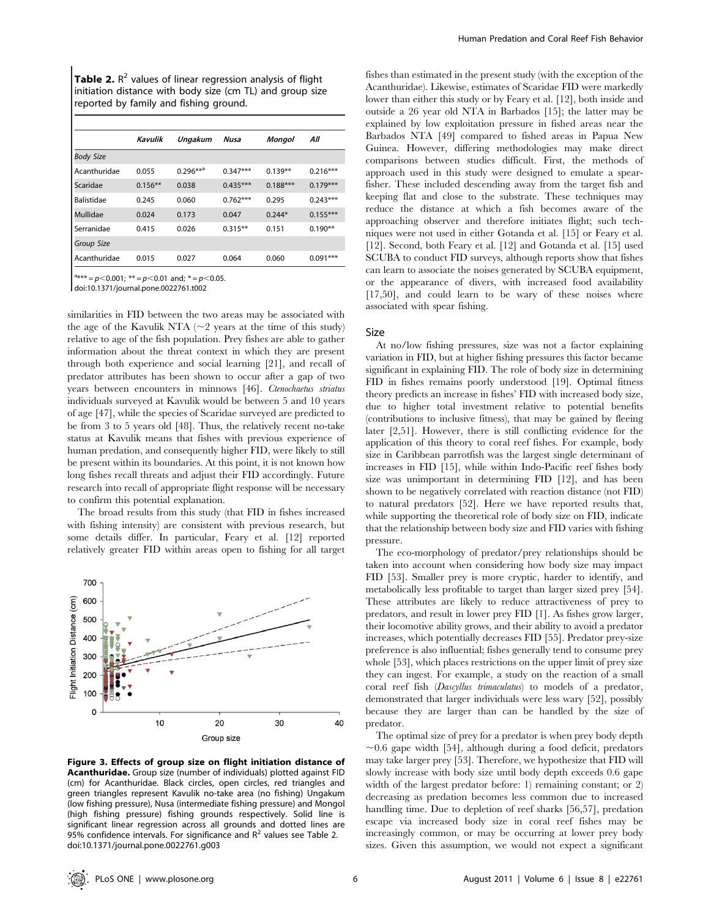**Table 2.** $R^2$ values of linear regression analysis of flight initiation distance with body size (cm TL) and group size reported by family and fishing ground.

| | *Kavulik* | *Ungakum* | *Nusa* | *Mongol* | *All* |
|---|---|---|---|---|---|
| *Body Size* | | | | | |
| Acanthuridae | 0.055 | 0.296**[a] | 0.347*** | 0.139** | 0.216*** |
| Scaridae | 0.156** | 0.038 | 0.435*** | 0.188*** | 0.179*** |
| Balistidae | 0.245 | 0.060 | 0.762*** | 0.295 | 0.243*** |
| Mullidae | 0.024 | 0.173 | 0.047 | 0.244* | 0.155*** |
| Serranidae | 0.415 | 0.026 | 0.315** | 0.151 | 0.190** |
| *Group Size* | | | | | |
| Acanthuridae | 0.015 | 0.027 | 0.064 | 0.060 | 0.091*** |

[a]*** = $p<0.001$; ** = $p<0.01$ and; * = $p<0.05$.
doi:10.1371/journal.pone.0022761.t002

similarities in FID between the two areas may be associated with the age of the Kavulik NTA (~2 years at the time of this study) relative to age of the fish population. Prey fishes are able to gather information about the threat context in which they are present through both experience and social learning [21], and recall of predator attributes has been shown to occur after a gap of two years between encounters in minnows [46]. *Ctenochaetus striatus* individuals surveyed at Kavulik would be between 5 and 10 years of age [47], while the species of Scaridae surveyed are predicted to be from 3 to 5 years old [48]. Thus, the relatively recent no-take status at Kavulik means that fishes with previous experience of human predation, and consequently higher FID, were likely to still be present within its boundaries. At this point, it is not known how long fishes recall threats and adjust their FID accordingly. Future research into recall of appropriate flight response will be necessary to confirm this potential explanation.

The broad results from this study (that FID in fishes increased with fishing intensity) are consistent with previous research, but some details differ. In particular, Feary et al. [12] reported relatively greater FID within areas open to fishing for all target

**Figure 3. Effects of group size on flight initiation distance of Acanthuridae.** Group size (number of individuals) plotted against FID (cm) for Acanthuridae. Black circles, open circles, red triangles and green triangles represent Kavulik no-take area (no fishing) Ungakum (low fishing pressure), Nusa (intermediate fishing pressure) and Mongol (high fishing pressure) fishing grounds respectively. Solid line is significant linear regression across all grounds and dotted lines are 95% confidence intervals. For significance and $R^2$ values see Table 2.
doi:10.1371/journal.pone.0022761.g003

fishes than estimated in the present study (with the exception of the Acanthuridae). Likewise, estimates of Scaridae FID were markedly lower than either this study or by Feary et al. [12], both inside and outside a 26 year old NTA in Barbados [15]; the latter may be explained by low exploitation pressure in fished areas near the Barbados NTA [49] compared to fished areas in Papua New Guinea. However, differing methodologies may make direct comparisons between studies difficult. First, the methods of approach used in this study were designed to emulate a spear-fisher. These included descending away from the target fish and keeping flat and close to the substrate. These techniques may reduce the distance at which a fish becomes aware of the approaching observer and therefore initiates flight; such techniques were not used in either Gotanda et al. [15] or Feary et al. [12]. Second, both Feary et al. [12] and Gotanda et al. [15] used SCUBA to conduct FID surveys, although reports show that fishes can learn to associate the noises generated by SCUBA equipment, or the appearance of divers, with increased food availability [17,50], and could learn to be wary of these noises where associated with spear fishing.

## Size

At no/low fishing pressures, size was not a factor explaining variation in FID, but at higher fishing pressures this factor became significant in explaining FID. The role of body size in determining FID in fishes remains poorly understood [19]. Optimal fitness theory predicts an increase in fishes' FID with increased body size, due to higher total investment relative to potential benefits (contributions to inclusive fitness), that may be gained by fleeing later [2,51]. However, there is still conflicting evidence for the application of this theory to coral reef fishes. For example, body size in Caribbean parrotfish was the largest single determinant of increases in FID [15], while within Indo-Pacific reef fishes body size was unimportant in determining FID [12], and has been shown to be negatively correlated with reaction distance (not FID) to natural predators [52]. Here we have reported results that, while supporting the theoretical role of body size on FID, indicate that the relationship between body size and FID varies with fishing pressure.

The eco-morphology of predator/prey relationships should be taken into account when considering how body size may impact FID [53]. Smaller prey is more cryptic, harder to identify, and metabolically less profitable to target than larger sized prey [54]. These attributes are likely to reduce attractiveness of prey to predators, and result in lower prey FID [1]. As fishes grow larger, their locomotive ability grows, and their ability to avoid a predator increases, which potentially decreases FID [55]. Predator prey-size preference is also influential; fishes generally tend to consume prey whole [53], which places restrictions on the upper limit of prey size they can ingest. For example, a study on the reaction of a small coral reef fish (*Dascyllus trimaculatus*) to models of a predator, demonstrated that larger individuals were less wary [52], possibly because they are larger than can be handled by the size of predator.

The optimal size of prey for a predator is when prey body depth ~0.6 gape width [54], although during a food deficit, predators may take larger prey [53]. Therefore, we hypothesize that FID will slowly increase with body size until body depth exceeds 0.6 gape width of the largest predator before: 1) remaining constant; or 2) decreasing as predation becomes less common due to increased handling time. Due to depletion of reef sharks [56,57], predation escape via increased body size in coral reef fishes may be increasingly common, or may be occurring at lower prey body sizes. Given this assumption, we would not expect a significant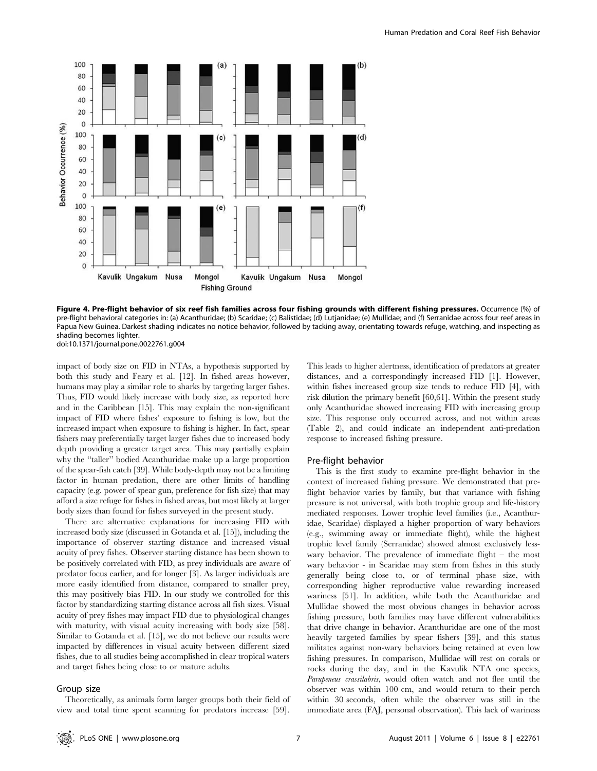**Figure 4. Pre-flight behavior of six reef fish families across four fishing grounds with different fishing pressures.** Occurrence (%) of pre-flight behavioral categories in: (a) Acanthuridae; (b) Scaridae; (c) Balistidae; (d) Lutjanidae; (e) Mullidae; and (f) Serranidae across four reef areas in Papua New Guinea. Darkest shading indicates no notice behavior, followed by tacking away, orientating towards refuge, watching, and inspecting as shading becomes lighter.
doi:10.1371/journal.pone.0022761.g004

impact of body size on FID in NTAs, a hypothesis supported by both this study and Feary et al. [12]. In fished areas however, humans may play a similar role to sharks by targeting larger fishes. Thus, FID would likely increase with body size, as reported here and in the Caribbean [15]. This may explain the non-significant impact of FID where fishes' exposure to fishing is low, but the increased impact when exposure to fishing is higher. In fact, spear fishers may preferentially target larger fishes due to increased body depth providing a greater target area. This may partially explain why the "taller" bodied Acanthuridae make up a large proportion of the spear-fish catch [39]. While body-depth may not be a limiting factor in human predation, there are other limits of handling capacity (e.g. power of spear gun, preference for fish size) that may afford a size refuge for fishes in fished areas, but most likely at larger body sizes than found for fishes surveyed in the present study.

There are alternative explanations for increasing FID with increased body size (discussed in Gotanda et al. [15]), including the importance of observer starting distance and increased visual acuity of prey fishes. Observer starting distance has been shown to be positively correlated with FID, as prey individuals are aware of predator focus earlier, and for longer [3]. As larger individuals are more easily identified from distance, compared to smaller prey, this may positively bias FID. In our study we controlled for this factor by standardizing starting distance across all fish sizes. Visual acuity of prey fishes may impact FID due to physiological changes with maturity, with visual acuity increasing with body size [58]. Similar to Gotanda et al. [15], we do not believe our results were impacted by differences in visual acuity between different sized fishes, due to all studies being accomplished in clear tropical waters and target fishes being close to or mature adults.

### Group size

Theoretically, as animals form larger groups both their field of view and total time spent scanning for predators increase [59]. This leads to higher alertness, identification of predators at greater distances, and a correspondingly increased FID [1]. However, within fishes increased group size tends to reduce FID [4], with risk dilution the primary benefit [60,61]. Within the present study only Acanthuridae showed increasing FID with increasing group size. This response only occurred across, and not within areas (Table 2), and could indicate an independent anti-predation response to increased fishing pressure.

### Pre-flight behavior

This is the first study to examine pre-flight behavior in the context of increased fishing pressure. We demonstrated that pre-flight behavior varies by family, but that variance with fishing pressure is not universal, with both trophic group and life-history mediated responses. Lower trophic level families (i.e., Acanthuridae, Scaridae) displayed a higher proportion of wary behaviors (e.g., swimming away or immediate flight), while the highest trophic level family (Serranidae) showed almost exclusively less-wary behavior. The prevalence of immediate flight – the most wary behavior - in Scaridae may stem from fishes in this study generally being close to, or of terminal phase size, with corresponding higher reproductive value rewarding increased wariness [51]. In addition, while both the Acanthuridae and Mullidae showed the most obvious changes in behavior across fishing pressure, both families may have different vulnerabilities that drive change in behavior. Acanthuridae are one of the most heavily targeted families by spear fishers [39], and this status militates against non-wary behaviors being retained at even low fishing pressures. In comparison, Mullidae will rest on corals or rocks during the day, and in the Kavulik NTA one species, *Parupeneus crassilabris*, would often watch and not flee until the observer was within 100 cm, and would return to their perch within 30 seconds, often while the observer was still in the immediate area (FAJ, personal observation). This lack of wariness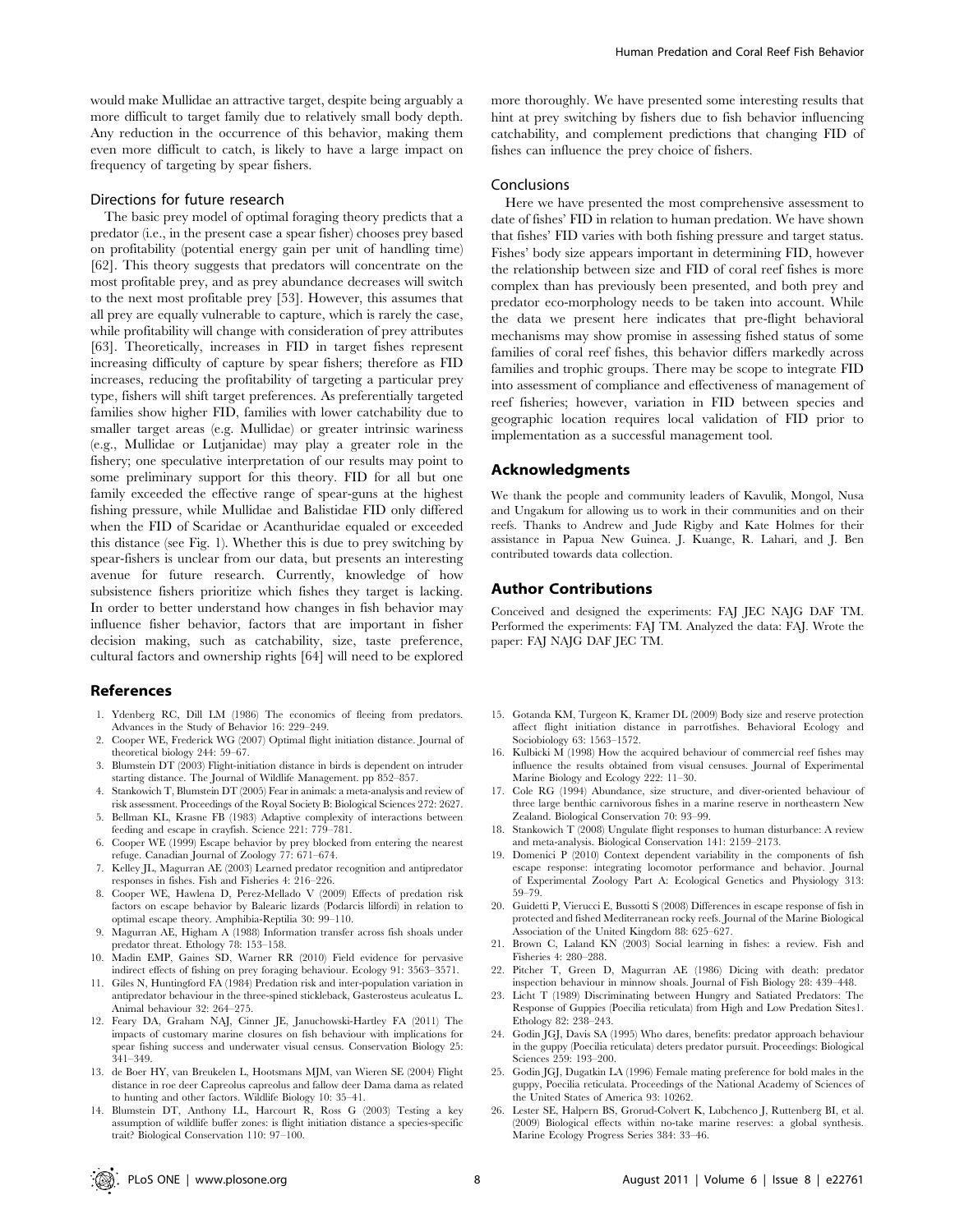would make Mullidae an attractive target, despite being arguably a more difficult to target family due to relatively small body depth. Any reduction in the occurrence of this behavior, making them even more difficult to catch, is likely to have a large impact on frequency of targeting by spear fishers.

### Directions for future research

The basic prey model of optimal foraging theory predicts that a predator (i.e., in the present case a spear fisher) chooses prey based on profitability (potential energy gain per unit of handling time) [62]. This theory suggests that predators will concentrate on the most profitable prey, and as prey abundance decreases will switch to the next most profitable prey [53]. However, this assumes that all prey are equally vulnerable to capture, which is rarely the case, while profitability will change with consideration of prey attributes [63]. Theoretically, increases in FID in target fishes represent increasing difficulty of capture by spear fishers; therefore as FID increases, reducing the profitability of targeting a particular prey type, fishers will shift target preferences. As preferentially targeted families show higher FID, families with lower catchability due to smaller target areas (e.g. Mullidae) or greater intrinsic wariness (e.g., Mullidae or Lutjanidae) may play a greater role in the fishery; one speculative interpretation of our results may point to some preliminary support for this theory. FID for all but one family exceeded the effective range of spear-guns at the highest fishing pressure, while Mullidae and Balistidae FID only differed when the FID of Scaridae or Acanthuridae equaled or exceeded this distance (see Fig. 1). Whether this is due to prey switching by spear-fishers is unclear from our data, but presents an interesting avenue for future research. Currently, knowledge of how subsistence fishers prioritize which fishes they target is lacking. In order to better understand how changes in fish behavior may influence fisher behavior, factors that are important in fisher decision making, such as catchability, size, taste preference, cultural factors and ownership rights [64] will need to be explored more thoroughly. We have presented some interesting results that hint at prey switching by fishers due to fish behavior influencing catchability, and complement predictions that changing FID of fishes can influence the prey choice of fishers.

### Conclusions

Here we have presented the most comprehensive assessment to date of fishes' FID in relation to human predation. We have shown that fishes' FID varies with both fishing pressure and target status. Fishes' body size appears important in determining FID, however the relationship between size and FID of coral reef fishes is more complex than has previously been presented, and both prey and predator eco-morphology needs to be taken into account. While the data we present here indicates that pre-flight behavioral mechanisms may show promise in assessing fished status of some families of coral reef fishes, this behavior differs markedly across families and trophic groups. There may be scope to integrate FID into assessment of compliance and effectiveness of management of reef fisheries; however, variation in FID between species and geographic location requires local validation of FID prior to implementation as a successful management tool.

## Acknowledgments

We thank the people and community leaders of Kavulik, Mongol, Nusa and Ungakum for allowing us to work in their communities and on their reefs. Thanks to Andrew and Jude Rigby and Kate Holmes for their assistance in Papua New Guinea. J. Kuange, R. Lahari, and J. Ben contributed towards data collection.

## Author Contributions

Conceived and designed the experiments: FAJ JEC NAJG DAF TM. Performed the experiments: FAJ TM. Analyzed the data: FAJ. Wrote the paper: FAJ NAJG DAF JEC TM.

## References

1. Ydenberg RC, Dill LM (1986) The economics of fleeing from predators. Advances in the Study of Behavior 16: 229–249.
2. Cooper WE, Frederick WG (2007) Optimal flight initiation distance. Journal of theoretical biology 244: 59–67.
3. Blumstein DT (2003) Flight-initiation distance in birds is dependent on intruder starting distance. The Journal of Wildlife Management. pp 852–857.
4. Stankowich T, Blumstein DT (2005) Fear in animals: a meta-analysis and review of risk assessment. Proceedings of the Royal Society B: Biological Sciences 272: 2627.
5. Bellman KL, Krasne FB (1983) Adaptive complexity of interactions between feeding and escape in crayfish. Science 221: 779–781.
6. Cooper WE (1999) Escape behavior by prey blocked from entering the nearest refuge. Canadian Journal of Zoology 77: 671–674.
7. Kelley JL, Magurran AE (2003) Learned predator recognition and antipredator responses in fishes. Fish and Fisheries 4: 216–226.
8. Cooper WE, Hawlena D, Perez-Mellado V (2009) Effects of predation risk factors on escape behavior by Balearic lizards (Podarcis lilfordi) in relation to optimal escape theory. Amphibia-Reptilia 30: 99–110.
9. Magurran AE, Higham A (1988) Information transfer across fish shoals under predator threat. Ethology 78: 153–158.
10. Madin EMP, Gaines SD, Warner RR (2010) Field evidence for pervasive indirect effects of fishing on prey foraging behaviour. Ecology 91: 3563–3571.
11. Giles N, Huntingford FA (1984) Predation risk and inter-population variation in antipredator behaviour in the three-spined stickleback, Gasterosteus aculeatus L. Animal behaviour 32: 264–275.
12. Feary DA, Graham NAJ, Cinner JE, Januchowski-Hartley FA (2011) The impacts of customary marine closures on fish behaviour with implications for spear fishing success and underwater visual census. Conservation Biology 25: 341–349.
13. de Boer HY, van Breukelen L, Hootsmans MJM, van Wieren SE (2004) Flight distance in roe deer Capreolus capreolus and fallow deer Dama dama as related to hunting and other factors. Wildlife Biology 10: 35–41.
14. Blumstein DT, Anthony LL, Harcourt R, Ross G (2003) Testing a key assumption of wildlife buffer zones: is flight initiation distance a species-specific trait? Biological Conservation 110: 97–100.
15. Gotanda KM, Turgeon K, Kramer DL (2009) Body size and reserve protection affect flight initiation distance in parrotfishes. Behavioral Ecology and Sociobiology 63: 1563–1572.
16. Kulbicki M (1998) How the acquired behaviour of commercial reef fishes may influence the results obtained from visual censuses. Journal of Experimental Marine Biology and Ecology 222: 11–30.
17. Cole RG (1994) Abundance, size structure, and diver-oriented behaviour of three large benthic carnivorous fishes in a marine reserve in northeastern New Zealand. Biological Conservation 70: 93–99.
18. Stankowich T (2008) Ungulate flight responses to human disturbance: A review and meta-analysis. Biological Conservation 141: 2159–2173.
19. Domenici P (2010) Context dependent variability in the components of fish escape response: integrating locomotor performance and behavior. Journal of Experimental Zoology Part A: Ecological Genetics and Physiology 313: 59–79.
20. Guidetti P, Vierucci E, Bussotti S (2008) Differences in escape response of fish in protected and fished Mediterranean rocky reefs. Journal of the Marine Biological Association of the United Kingdom 88: 625–627.
21. Brown C, Laland KN (2003) Social learning in fishes: a review. Fish and Fisheries 4: 280–288.
22. Pitcher T, Green D, Magurran AE (1986) Dicing with death: predator inspection behaviour in minnow shoals. Journal of Fish Biology 28: 439–448.
23. Licht T (1989) Discriminating between Hungry and Satiated Predators: The Response of Guppies (Poecilia reticulata) from High and Low Predation Sites1. Ethology 82: 238–243.
24. Godin JGJ, Davis SA (1995) Who dares, benefits: predator approach behaviour in the guppy (Poecilia reticulata) deters predator pursuit. Proceedings: Biological Sciences 259: 193–200.
25. Godin JGJ, Dugatkin LA (1996) Female mating preference for bold males in the guppy, Poecilia reticulata. Proceedings of the National Academy of Sciences of the United States of America 93: 10262.
26. Lester SE, Halpern BS, Grorud-Colvert K, Lubchenco J, Ruttenberg BI, et al. (2009) Biological effects within no-take marine reserves: a global synthesis. Marine Ecology Progress Series 384: 33–46.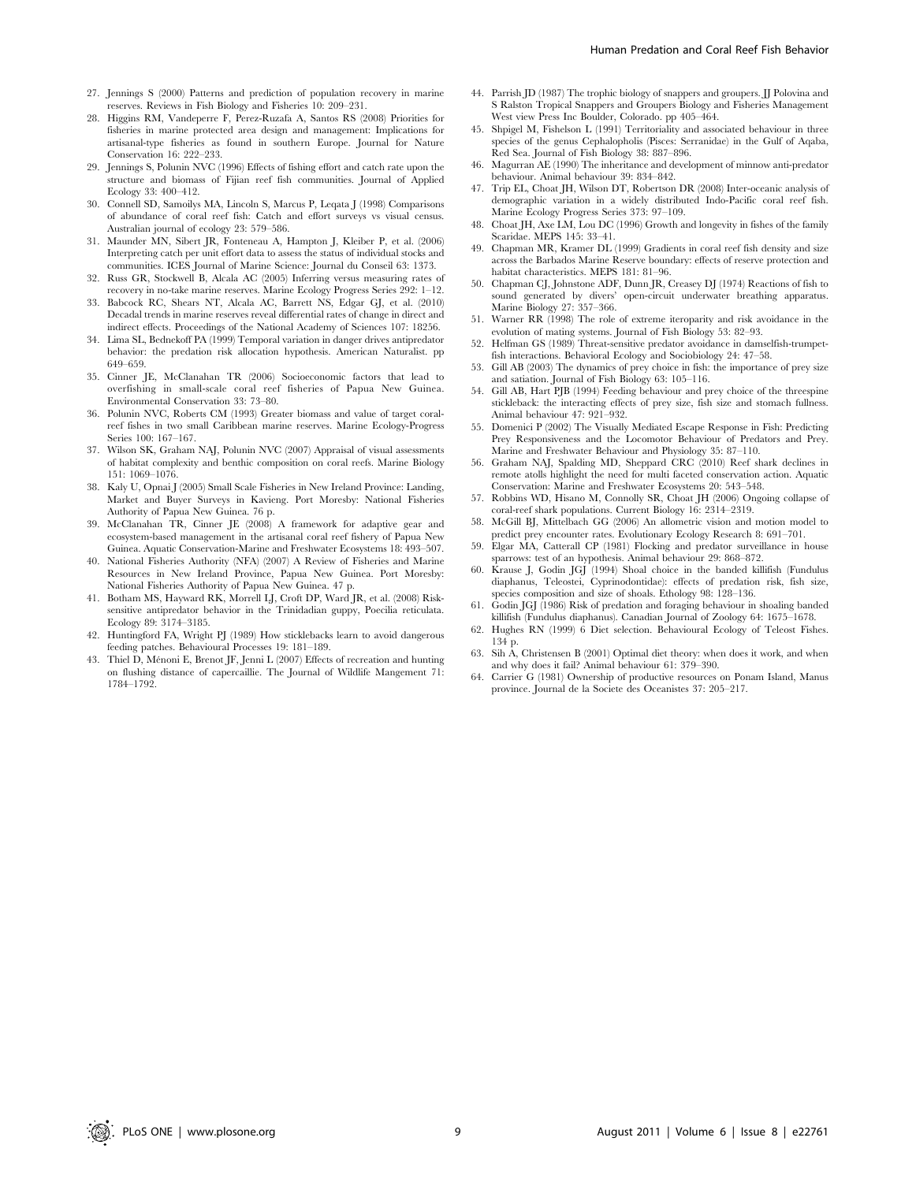27. Jennings S (2000) Patterns and prediction of population recovery in marine reserves. Reviews in Fish Biology and Fisheries 10: 209–231.
28. Higgins RM, Vandeperre F, Perez-Ruzafa A, Santos RS (2008) Priorities for fisheries in marine protected area design and management: Implications for artisanal-type fisheries as found in southern Europe. Journal for Nature Conservation 16: 222–233.
29. Jennings S, Polunin NVC (1996) Effects of fishing effort and catch rate upon the structure and biomass of Fijian reef fish communities. Journal of Applied Ecology 33: 400–412.
30. Connell SD, Samoilys MA, Lincoln S, Marcus P, Leqata J (1998) Comparisons of abundance of coral reef fish: Catch and effort surveys vs visual census. Australian journal of ecology 23: 579–586.
31. Maunder MN, Sibert JR, Fonteneau A, Hampton J, Kleiber P, et al. (2006) Interpreting catch per unit effort data to assess the status of individual stocks and communities. ICES Journal of Marine Science: Journal du Conseil 63: 1373.
32. Russ GR, Stockwell B, Alcala AC (2005) Inferring versus measuring rates of recovery in no-take marine reserves. Marine Ecology Progress Series 292: 1–12.
33. Babcock RC, Shears NT, Alcala AC, Barrett NS, Edgar GJ, et al. (2010) Decadal trends in marine reserves reveal differential rates of change in direct and indirect effects. Proceedings of the National Academy of Sciences 107: 18256.
34. Lima SL, Bednekoff PA (1999) Temporal variation in danger drives antipredator behavior: the predation risk allocation hypothesis. American Naturalist. pp 649–659.
35. Cinner JE, McClanahan TR (2006) Socioeconomic factors that lead to overfishing in small-scale coral reef fisheries of Papua New Guinea. Environmental Conservation 33: 73–80.
36. Polunin NVC, Roberts CM (1993) Greater biomass and value of target coral-reef fishes in two small Caribbean marine reserves. Marine Ecology-Progress Series 100: 167–167.
37. Wilson SK, Graham NAJ, Polunin NVC (2007) Appraisal of visual assessments of habitat complexity and benthic composition on coral reefs. Marine Biology 151: 1069–1076.
38. Kaly U, Opnai J (2005) Small Scale Fisheries in New Ireland Province: Landing, Market and Buyer Surveys in Kavieng. Port Moresby: National Fisheries Authority of Papua New Guinea. 76 p.
39. McClanahan TR, Cinner JE (2008) A framework for adaptive gear and ecosystem-based management in the artisanal coral reef fishery of Papua New Guinea. Aquatic Conservation-Marine and Freshwater Ecosystems 18: 493–507.
40. National Fisheries Authority (NFA) (2007) A Review of Fisheries and Marine Resources in New Ireland Province, Papua New Guinea. Port Moresby: National Fisheries Authority of Papua New Guinea. 47 p.
41. Botham MS, Hayward RK, Morrell LJ, Croft DP, Ward JR, et al. (2008) Risk-sensitive antipredator behavior in the Trinidadian guppy, Poecilia reticulata. Ecology 89: 3174–3185.
42. Huntingford FA, Wright PJ (1989) How sticklebacks learn to avoid dangerous feeding patches. Behavioural Processes 19: 181–189.
43. Thiel D, Ménoni E, Brenot JF, Jenni L (2007) Effects of recreation and hunting on flushing distance of capercaillie. The Journal of Wildlife Mangement 71: 1784–1792.
44. Parrish JD (1987) The trophic biology of snappers and groupers. JJ Polovina and S Ralston Tropical Snappers and Groupers Biology and Fisheries Management West view Press Inc Boulder, Colorado. pp 405–464.
45. Shpigel M, Fishelson L (1991) Territoriality and associated behaviour in three species of the genus Cephalopholis (Pisces: Serranidae) in the Gulf of Aqaba, Red Sea. Journal of Fish Biology 38: 887–896.
46. Magurran AE (1990) The inheritance and development of minnow anti-predator behaviour. Animal behaviour 39: 834–842.
47. Trip EL, Choat JH, Wilson DT, Robertson DR (2008) Inter-oceanic analysis of demographic variation in a widely distributed Indo-Pacific coral reef fish. Marine Ecology Progress Series 373: 97–109.
48. Choat JH, Axe LM, Lou DC (1996) Growth and longevity in fishes of the family Scaridae. MEPS 145: 33–41.
49. Chapman MR, Kramer DL (1999) Gradients in coral reef fish density and size across the Barbados Marine Reserve boundary: effects of reserve protection and habitat characteristics. MEPS 181: 81–96.
50. Chapman CJ, Johnstone ADF, Dunn JR, Creasey DJ (1974) Reactions of fish to sound generated by divers' open-circuit underwater breathing apparatus. Marine Biology 27: 357–366.
51. Warner RR (1998) The role of extreme iteroparity and risk avoidance in the evolution of mating systems. Journal of Fish Biology 53: 82–93.
52. Helfman GS (1989) Threat-sensitive predator avoidance in damselfish-trumpetfish interactions. Behavioral Ecology and Sociobiology 24: 47–58.
53. Gill AB (2003) The dynamics of prey choice in fish: the importance of prey size and satiation. Journal of Fish Biology 63: 105–116.
54. Gill AB, Hart PJB (1994) Feeding behaviour and prey choice of the threespine stickleback: the interacting effects of prey size, fish size and stomach fullness. Animal behaviour 47: 921–932.
55. Domenici P (2002) The Visually Mediated Escape Response in Fish: Predicting Prey Responsiveness and the Locomotor Behaviour of Predators and Prey. Marine and Freshwater Behaviour and Physiology 35: 87–110.
56. Graham NAJ, Spalding MD, Sheppard CRC (2010) Reef shark declines in remote atolls highlight the need for multi faceted conservation action. Aquatic Conservation: Marine and Freshwater Ecosystems 20: 543–548.
57. Robbins WD, Hisano M, Connolly SR, Choat JH (2006) Ongoing collapse of coral-reef shark populations. Current Biology 16: 2314–2319.
58. McGill BJ, Mittelbach GG (2006) An allometric vision and motion model to predict prey encounter rates. Evolutionary Ecology Research 8: 691–701.
59. Elgar MA, Catterall CP (1981) Flocking and predator surveillance in house sparrows: test of an hypothesis. Animal behaviour 29: 868–872.
60. Krause J, Godin JGJ (1994) Shoal choice in the banded killifish (Fundulus diaphanus, Teleostei, Cyprinodontidae): effects of predation risk, fish size, species composition and size of shoals. Ethology 98: 128–136.
61. Godin JGJ (1986) Risk of predation and foraging behaviour in shoaling banded killifish (Fundulus diaphanus). Canadian Journal of Zoology 64: 1675–1678.
62. Hughes RN (1999) 6 Diet selection. Behavioural Ecology of Teleost Fishes. 134 p.
63. Sih A, Christensen B (2001) Optimal diet theory: when does it work, and when and why does it fail? Animal behaviour 61: 379–390.
64. Carrier G (1981) Ownership of productive resources on Ponam Island, Manus province. Journal de la Societe des Oceanistes 37: 205–217.